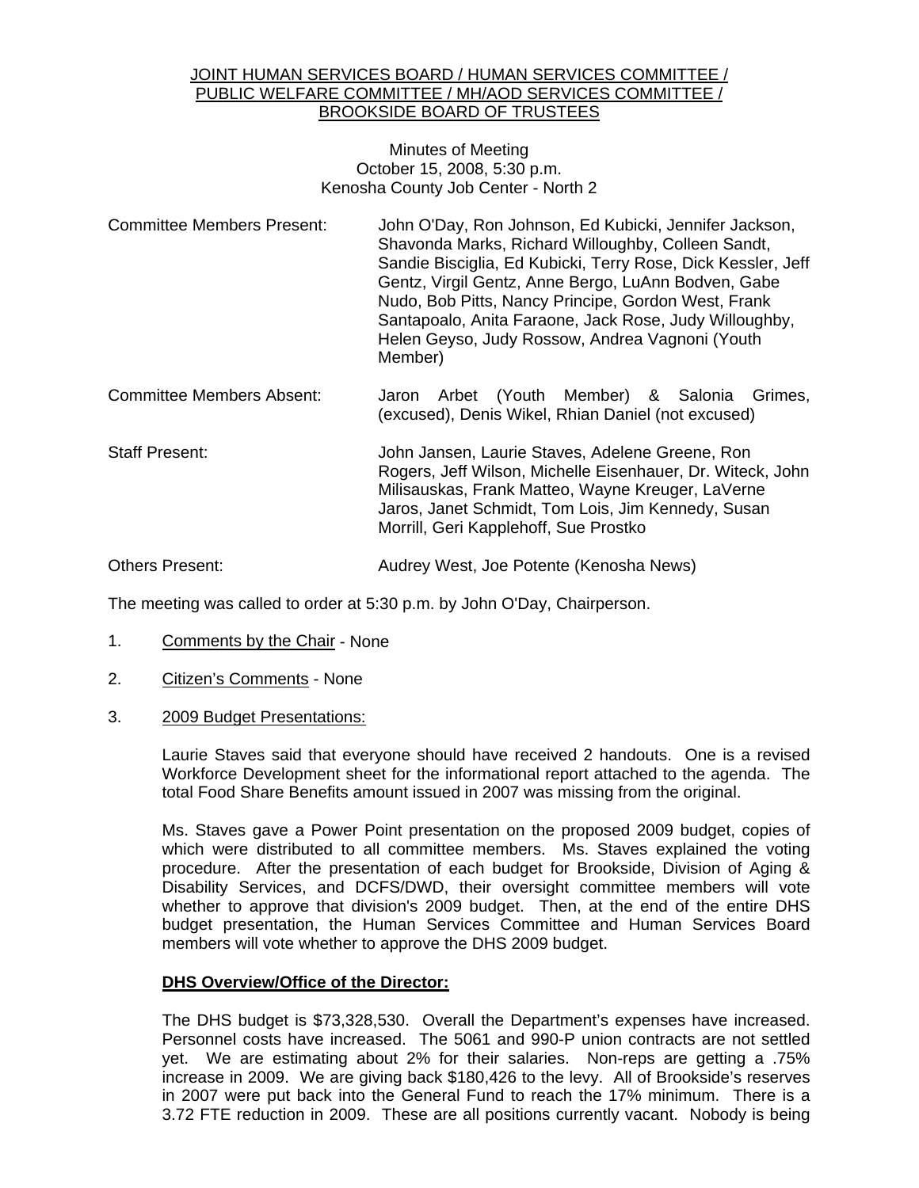JOINT HUMAN SERVICES BOARD / HUMAN SERVICES COMMITTEE / PUBLIC WELFARE COMMITTEE / MH/AOD SERVICES COMMITTEE / BROOKSIDE BOARD OF TRUSTEES

Minutes of Meeting
October 15, 2008, 5:30 p.m.
Kenosha County Job Center - North 2

Committee Members Present: John O'Day, Ron Johnson, Ed Kubicki, Jennifer Jackson, Shavonda Marks, Richard Willoughby, Colleen Sandt, Sandie Bisciglia, Ed Kubicki, Terry Rose, Dick Kessler, Jeff Gentz, Virgil Gentz, Anne Bergo, LuAnn Bodven, Gabe Nudo, Bob Pitts, Nancy Principe, Gordon West, Frank Santapoalo, Anita Faraone, Jack Rose, Judy Willoughby, Helen Geyso, Judy Rossow, Andrea Vagnoni (Youth Member)

Committee Members Absent: Jaron Arbet (Youth Member) & Salonia Grimes, (excused), Denis Wikel, Rhian Daniel (not excused)

Staff Present: John Jansen, Laurie Staves, Adelene Greene, Ron Rogers, Jeff Wilson, Michelle Eisenhauer, Dr. Witeck, John Milisauskas, Frank Matteo, Wayne Kreuger, LaVerne Jaros, Janet Schmidt, Tom Lois, Jim Kennedy, Susan Morrill, Geri Kapplehoff, Sue Prostko

Others Present: Audrey West, Joe Potente (Kenosha News)

The meeting was called to order at 5:30 p.m. by John O'Day, Chairperson.

1. Comments by the Chair - None

2. Citizen's Comments - None

3. 2009 Budget Presentations:

Laurie Staves said that everyone should have received 2 handouts. One is a revised Workforce Development sheet for the informational report attached to the agenda. The total Food Share Benefits amount issued in 2007 was missing from the original.

Ms. Staves gave a Power Point presentation on the proposed 2009 budget, copies of which were distributed to all committee members. Ms. Staves explained the voting procedure. After the presentation of each budget for Brookside, Division of Aging & Disability Services, and DCFS/DWD, their oversight committee members will vote whether to approve that division's 2009 budget. Then, at the end of the entire DHS budget presentation, the Human Services Committee and Human Services Board members will vote whether to approve the DHS 2009 budget.

**DHS Overview/Office of the Director:**

The DHS budget is $73,328,530. Overall the Department's expenses have increased. Personnel costs have increased. The 5061 and 990-P union contracts are not settled yet. We are estimating about 2% for their salaries. Non-reps are getting a .75% increase in 2009. We are giving back $180,426 to the levy. All of Brookside's reserves in 2007 were put back into the General Fund to reach the 17% minimum. There is a 3.72 FTE reduction in 2009. These are all positions currently vacant. Nobody is being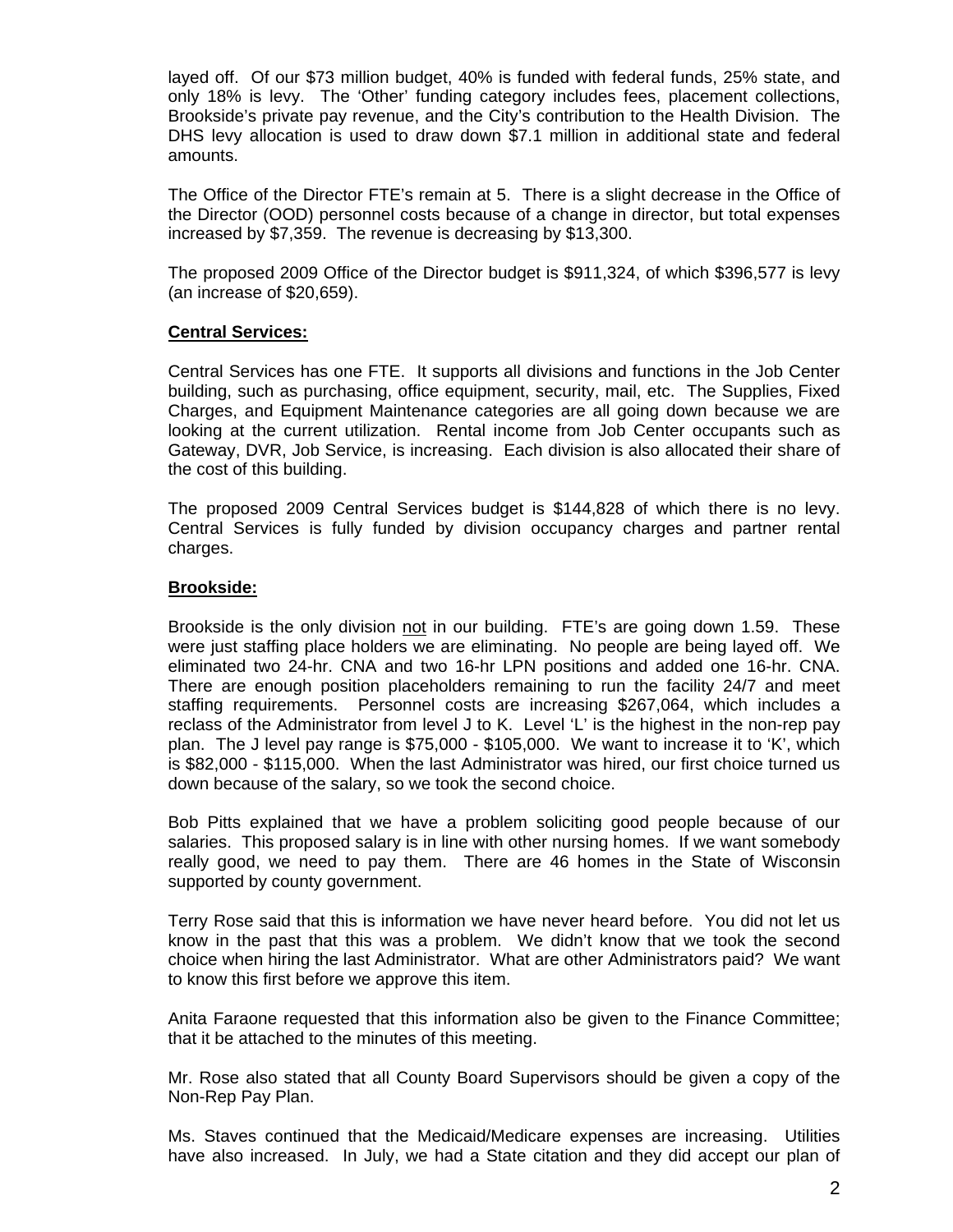layed off. Of our $73 million budget, 40% is funded with federal funds, 25% state, and only 18% is levy. The 'Other' funding category includes fees, placement collections, Brookside's private pay revenue, and the City's contribution to the Health Division. The DHS levy allocation is used to draw down $7.1 million in additional state and federal amounts.

The Office of the Director FTE's remain at 5. There is a slight decrease in the Office of the Director (OOD) personnel costs because of a change in director, but total expenses increased by $7,359. The revenue is decreasing by $13,300.

The proposed 2009 Office of the Director budget is $911,324, of which $396,577 is levy (an increase of $20,659).

**Central Services:**

Central Services has one FTE. It supports all divisions and functions in the Job Center building, such as purchasing, office equipment, security, mail, etc. The Supplies, Fixed Charges, and Equipment Maintenance categories are all going down because we are looking at the current utilization. Rental income from Job Center occupants such as Gateway, DVR, Job Service, is increasing. Each division is also allocated their share of the cost of this building.

The proposed 2009 Central Services budget is $144,828 of which there is no levy. Central Services is fully funded by division occupancy charges and partner rental charges.

**Brookside:**

Brookside is the only division not in our building. FTE's are going down 1.59. These were just staffing place holders we are eliminating. No people are being layed off. We eliminated two 24-hr. CNA and two 16-hr LPN positions and added one 16-hr. CNA. There are enough position placeholders remaining to run the facility 24/7 and meet staffing requirements. Personnel costs are increasing $267,064, which includes a reclass of the Administrator from level J to K. Level 'L' is the highest in the non-rep pay plan. The J level pay range is $75,000 - $105,000. We want to increase it to 'K', which is $82,000 - $115,000. When the last Administrator was hired, our first choice turned us down because of the salary, so we took the second choice.

Bob Pitts explained that we have a problem soliciting good people because of our salaries. This proposed salary is in line with other nursing homes. If we want somebody really good, we need to pay them. There are 46 homes in the State of Wisconsin supported by county government.

Terry Rose said that this is information we have never heard before. You did not let us know in the past that this was a problem. We didn't know that we took the second choice when hiring the last Administrator. What are other Administrators paid? We want to know this first before we approve this item.

Anita Faraone requested that this information also be given to the Finance Committee; that it be attached to the minutes of this meeting.

Mr. Rose also stated that all County Board Supervisors should be given a copy of the Non-Rep Pay Plan.

Ms. Staves continued that the Medicaid/Medicare expenses are increasing. Utilities have also increased. In July, we had a State citation and they did accept our plan of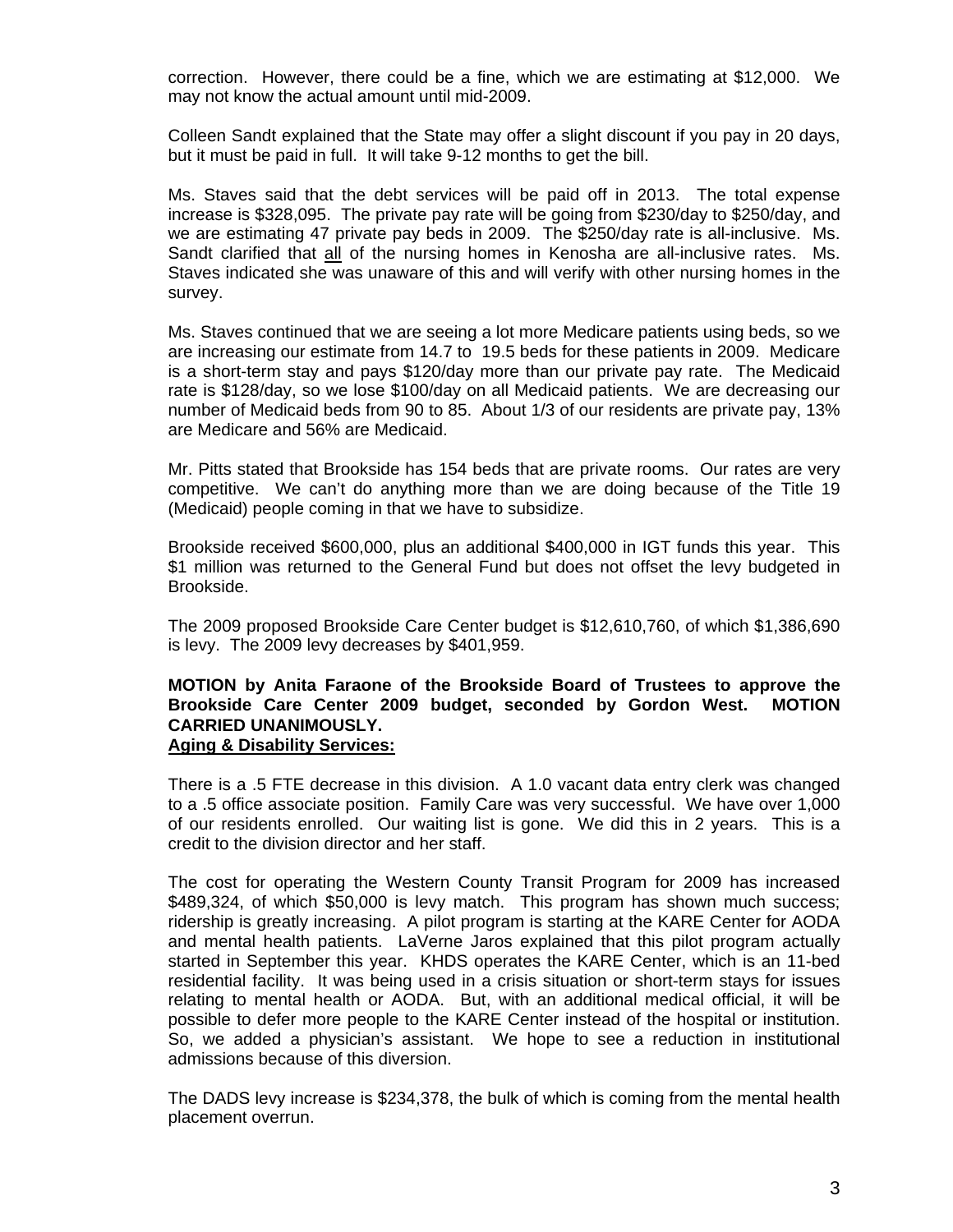correction. However, there could be a fine, which we are estimating at $12,000. We may not know the actual amount until mid-2009.

Colleen Sandt explained that the State may offer a slight discount if you pay in 20 days, but it must be paid in full. It will take 9-12 months to get the bill.

Ms. Staves said that the debt services will be paid off in 2013. The total expense increase is $328,095. The private pay rate will be going from $230/day to $250/day, and we are estimating 47 private pay beds in 2009. The $250/day rate is all-inclusive. Ms. Sandt clarified that <u>all</u> of the nursing homes in Kenosha are all-inclusive rates. Ms. Staves indicated she was unaware of this and will verify with other nursing homes in the survey.

Ms. Staves continued that we are seeing a lot more Medicare patients using beds, so we are increasing our estimate from 14.7 to 19.5 beds for these patients in 2009. Medicare is a short-term stay and pays $120/day more than our private pay rate. The Medicaid rate is $128/day, so we lose $100/day on all Medicaid patients. We are decreasing our number of Medicaid beds from 90 to 85. About 1/3 of our residents are private pay, 13% are Medicare and 56% are Medicaid.

Mr. Pitts stated that Brookside has 154 beds that are private rooms. Our rates are very competitive. We can't do anything more than we are doing because of the Title 19 (Medicaid) people coming in that we have to subsidize.

Brookside received $600,000, plus an additional $400,000 in IGT funds this year. This $1 million was returned to the General Fund but does not offset the levy budgeted in Brookside.

The 2009 proposed Brookside Care Center budget is $12,610,760, of which $1,386,690 is levy. The 2009 levy decreases by $401,959.

**MOTION by Anita Faraone of the Brookside Board of Trustees to approve the Brookside Care Center 2009 budget, seconded by Gordon West. MOTION CARRIED UNANIMOUSLY.**

**<u>Aging & Disability Services:</u>**

There is a .5 FTE decrease in this division. A 1.0 vacant data entry clerk was changed to a .5 office associate position. Family Care was very successful. We have over 1,000 of our residents enrolled. Our waiting list is gone. We did this in 2 years. This is a credit to the division director and her staff.

The cost for operating the Western County Transit Program for 2009 has increased $489,324, of which $50,000 is levy match. This program has shown much success; ridership is greatly increasing. A pilot program is starting at the KARE Center for AODA and mental health patients. LaVerne Jaros explained that this pilot program actually started in September this year. KHDS operates the KARE Center, which is an 11-bed residential facility. It was being used in a crisis situation or short-term stays for issues relating to mental health or AODA. But, with an additional medical official, it will be possible to defer more people to the KARE Center instead of the hospital or institution. So, we added a physician's assistant. We hope to see a reduction in institutional admissions because of this diversion.

The DADS levy increase is $234,378, the bulk of which is coming from the mental health placement overrun.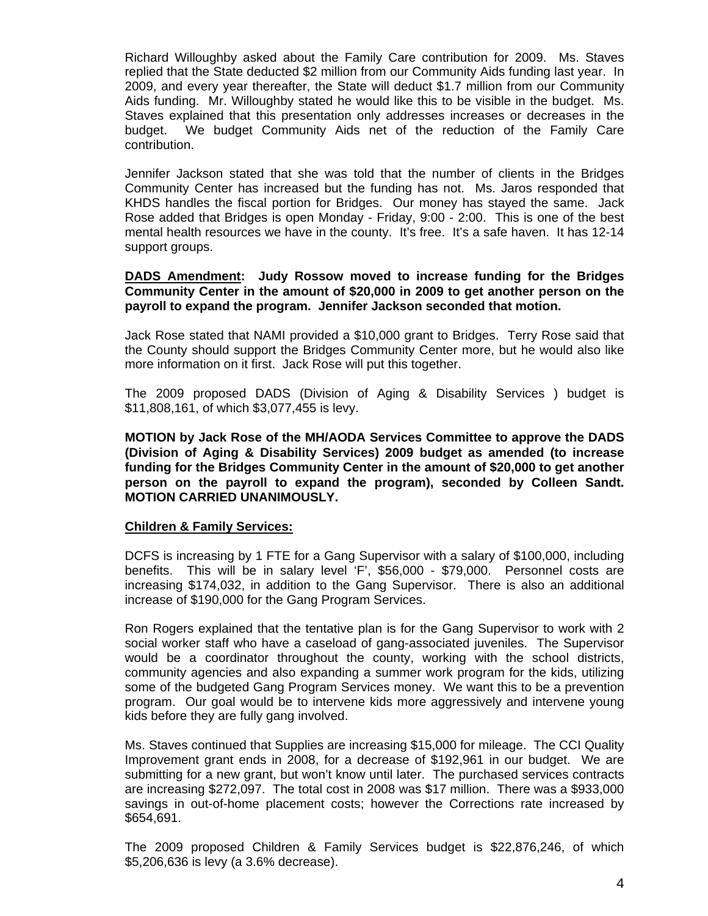Richard Willoughby asked about the Family Care contribution for 2009. Ms. Staves replied that the State deducted $2 million from our Community Aids funding last year. In 2009, and every year thereafter, the State will deduct $1.7 million from our Community Aids funding. Mr. Willoughby stated he would like this to be visible in the budget. Ms. Staves explained that this presentation only addresses increases or decreases in the budget. We budget Community Aids net of the reduction of the Family Care contribution.

Jennifer Jackson stated that she was told that the number of clients in the Bridges Community Center has increased but the funding has not. Ms. Jaros responded that KHDS handles the fiscal portion for Bridges. Our money has stayed the same. Jack Rose added that Bridges is open Monday - Friday, 9:00 - 2:00. This is one of the best mental health resources we have in the county. It's free. It's a safe haven. It has 12-14 support groups.

**<u>DADS Amendment</u>: Judy Rossow moved to increase funding for the Bridges Community Center in the amount of $20,000 in 2009 to get another person on the payroll to expand the program. Jennifer Jackson seconded that motion.**

Jack Rose stated that NAMI provided a $10,000 grant to Bridges. Terry Rose said that the County should support the Bridges Community Center more, but he would also like more information on it first. Jack Rose will put this together.

The 2009 proposed DADS (Division of Aging & Disability Services ) budget is $11,808,161, of which $3,077,455 is levy.

**MOTION by Jack Rose of the MH/AODA Services Committee to approve the DADS (Division of Aging & Disability Services) 2009 budget as amended (to increase funding for the Bridges Community Center in the amount of $20,000 to get another person on the payroll to expand the program), seconded by Colleen Sandt. MOTION CARRIED UNANIMOUSLY.**

**<u>Children & Family Services:</u>**

DCFS is increasing by 1 FTE for a Gang Supervisor with a salary of $100,000, including benefits. This will be in salary level 'F', $56,000 - $79,000. Personnel costs are increasing $174,032, in addition to the Gang Supervisor. There is also an additional increase of $190,000 for the Gang Program Services.

Ron Rogers explained that the tentative plan is for the Gang Supervisor to work with 2 social worker staff who have a caseload of gang-associated juveniles. The Supervisor would be a coordinator throughout the county, working with the school districts, community agencies and also expanding a summer work program for the kids, utilizing some of the budgeted Gang Program Services money. We want this to be a prevention program. Our goal would be to intervene kids more aggressively and intervene young kids before they are fully gang involved.

Ms. Staves continued that Supplies are increasing $15,000 for mileage. The CCI Quality Improvement grant ends in 2008, for a decrease of $192,961 in our budget. We are submitting for a new grant, but won't know until later. The purchased services contracts are increasing $272,097. The total cost in 2008 was $17 million. There was a $933,000 savings in out-of-home placement costs; however the Corrections rate increased by $654,691.

The 2009 proposed Children & Family Services budget is $22,876,246, of which $5,206,636 is levy (a 3.6% decrease).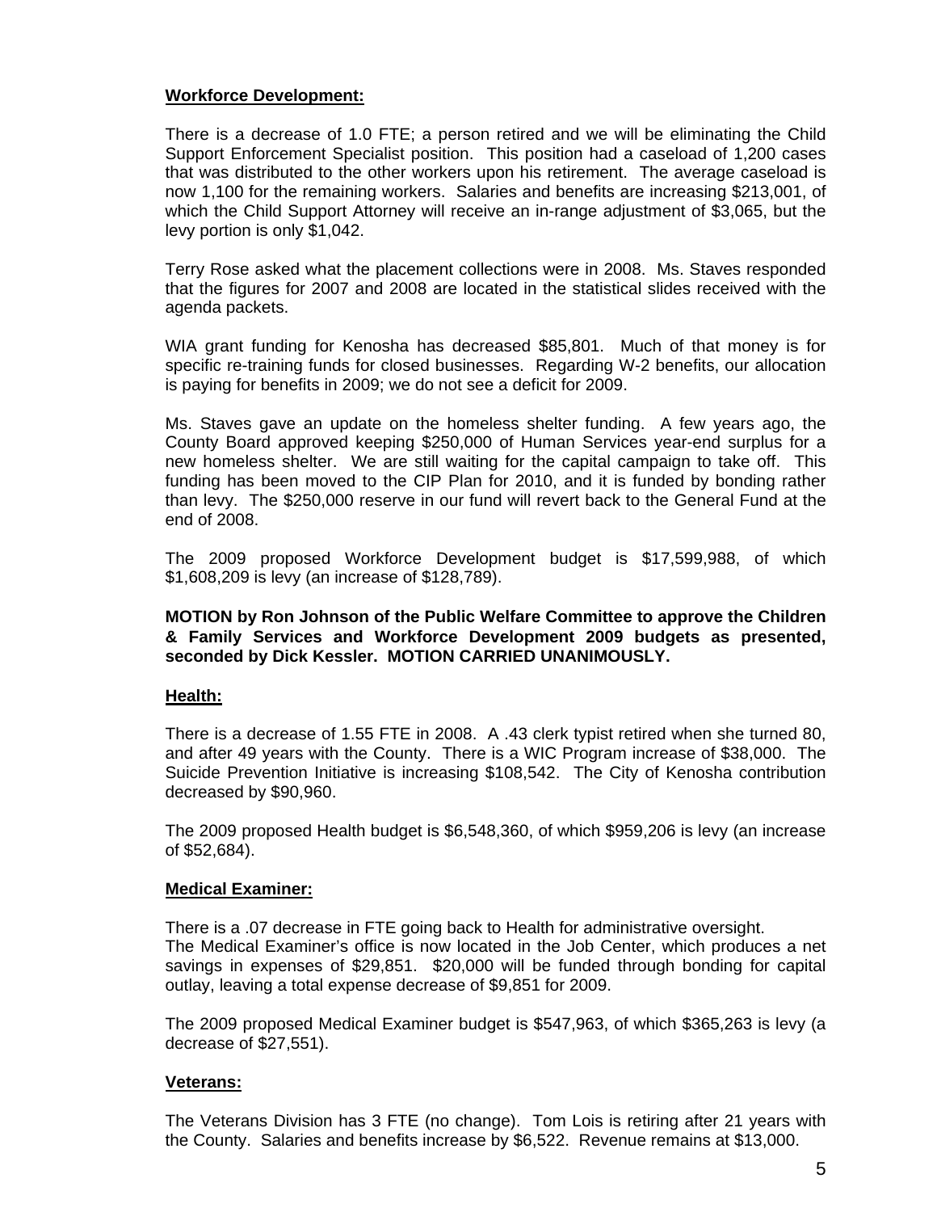**Workforce Development:**

There is a decrease of 1.0 FTE; a person retired and we will be eliminating the Child Support Enforcement Specialist position. This position had a caseload of 1,200 cases that was distributed to the other workers upon his retirement. The average caseload is now 1,100 for the remaining workers. Salaries and benefits are increasing $213,001, of which the Child Support Attorney will receive an in-range adjustment of $3,065, but the levy portion is only $1,042.

Terry Rose asked what the placement collections were in 2008. Ms. Staves responded that the figures for 2007 and 2008 are located in the statistical slides received with the agenda packets.

WIA grant funding for Kenosha has decreased $85,801. Much of that money is for specific re-training funds for closed businesses. Regarding W-2 benefits, our allocation is paying for benefits in 2009; we do not see a deficit for 2009.

Ms. Staves gave an update on the homeless shelter funding. A few years ago, the County Board approved keeping $250,000 of Human Services year-end surplus for a new homeless shelter. We are still waiting for the capital campaign to take off. This funding has been moved to the CIP Plan for 2010, and it is funded by bonding rather than levy. The $250,000 reserve in our fund will revert back to the General Fund at the end of 2008.

The 2009 proposed Workforce Development budget is $17,599,988, of which $1,608,209 is levy (an increase of $128,789).

**MOTION by Ron Johnson of the Public Welfare Committee to approve the Children & Family Services and Workforce Development 2009 budgets as presented, seconded by Dick Kessler. MOTION CARRIED UNANIMOUSLY.**

**Health:**

There is a decrease of 1.55 FTE in 2008. A .43 clerk typist retired when she turned 80, and after 49 years with the County. There is a WIC Program increase of $38,000. The Suicide Prevention Initiative is increasing $108,542. The City of Kenosha contribution decreased by $90,960.

The 2009 proposed Health budget is $6,548,360, of which $959,206 is levy (an increase of $52,684).

**Medical Examiner:**

There is a .07 decrease in FTE going back to Health for administrative oversight.
The Medical Examiner's office is now located in the Job Center, which produces a net savings in expenses of $29,851. $20,000 will be funded through bonding for capital outlay, leaving a total expense decrease of $9,851 for 2009.

The 2009 proposed Medical Examiner budget is $547,963, of which $365,263 is levy (a decrease of $27,551).

**Veterans:**

The Veterans Division has 3 FTE (no change). Tom Lois is retiring after 21 years with the County. Salaries and benefits increase by $6,522. Revenue remains at $13,000.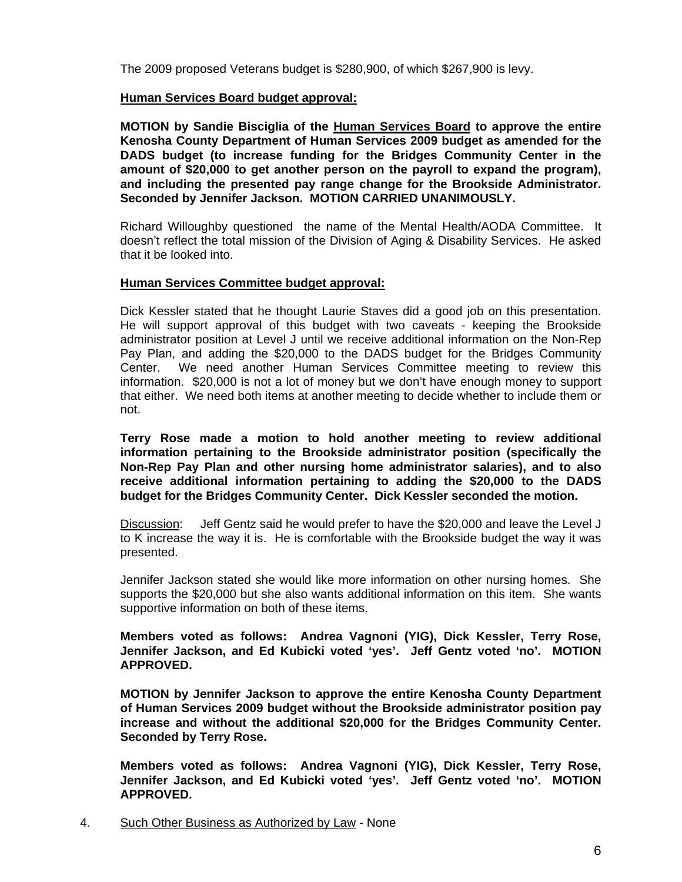The 2009 proposed Veterans budget is $280,900, of which $267,900 is levy.

**Human Services Board budget approval:**

**MOTION by Sandie Bisciglia of the Human Services Board to approve the entire Kenosha County Department of Human Services 2009 budget as amended for the DADS budget (to increase funding for the Bridges Community Center in the amount of $20,000 to get another person on the payroll to expand the program), and including the presented pay range change for the Brookside Administrator. Seconded by Jennifer Jackson. MOTION CARRIED UNANIMOUSLY.**

Richard Willoughby questioned the name of the Mental Health/AODA Committee. It doesn't reflect the total mission of the Division of Aging & Disability Services. He asked that it be looked into.

**Human Services Committee budget approval:**

Dick Kessler stated that he thought Laurie Staves did a good job on this presentation. He will support approval of this budget with two caveats - keeping the Brookside administrator position at Level J until we receive additional information on the Non-Rep Pay Plan, and adding the $20,000 to the DADS budget for the Bridges Community Center. We need another Human Services Committee meeting to review this information. $20,000 is not a lot of money but we don't have enough money to support that either. We need both items at another meeting to decide whether to include them or not.

**Terry Rose made a motion to hold another meeting to review additional information pertaining to the Brookside administrator position (specifically the Non-Rep Pay Plan and other nursing home administrator salaries), and to also receive additional information pertaining to adding the $20,000 to the DADS budget for the Bridges Community Center. Dick Kessler seconded the motion.**

Discussion: Jeff Gentz said he would prefer to have the $20,000 and leave the Level J to K increase the way it is. He is comfortable with the Brookside budget the way it was presented.

Jennifer Jackson stated she would like more information on other nursing homes. She supports the $20,000 but she also wants additional information on this item. She wants supportive information on both of these items.

**Members voted as follows: Andrea Vagnoni (YIG), Dick Kessler, Terry Rose, Jennifer Jackson, and Ed Kubicki voted 'yes'. Jeff Gentz voted 'no'. MOTION APPROVED.**

**MOTION by Jennifer Jackson to approve the entire Kenosha County Department of Human Services 2009 budget without the Brookside administrator position pay increase and without the additional $20,000 for the Bridges Community Center. Seconded by Terry Rose.**

**Members voted as follows: Andrea Vagnoni (YIG), Dick Kessler, Terry Rose, Jennifer Jackson, and Ed Kubicki voted 'yes'. Jeff Gentz voted 'no'. MOTION APPROVED.**

4. Such Other Business as Authorized by Law - None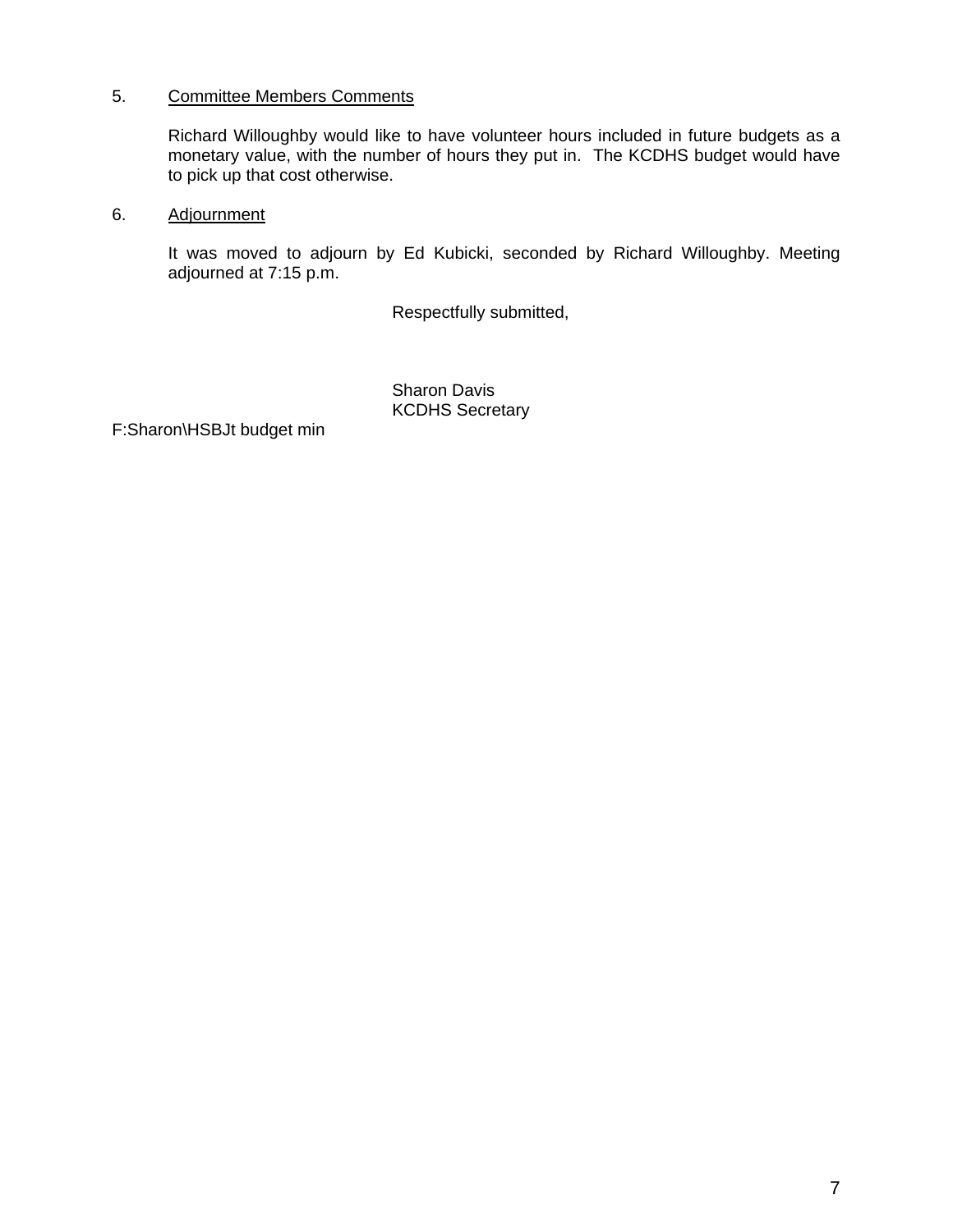5. <u>Committee Members Comments</u>

Richard Willoughby would like to have volunteer hours included in future budgets as a monetary value, with the number of hours they put in. The KCDHS budget would have to pick up that cost otherwise.

6. <u>Adjournment</u>

It was moved to adjourn by Ed Kubicki, seconded by Richard Willoughby. Meeting adjourned at 7:15 p.m.

Respectfully submitted,

Sharon Davis
KCDHS Secretary

F:Sharon\HSBJt budget min